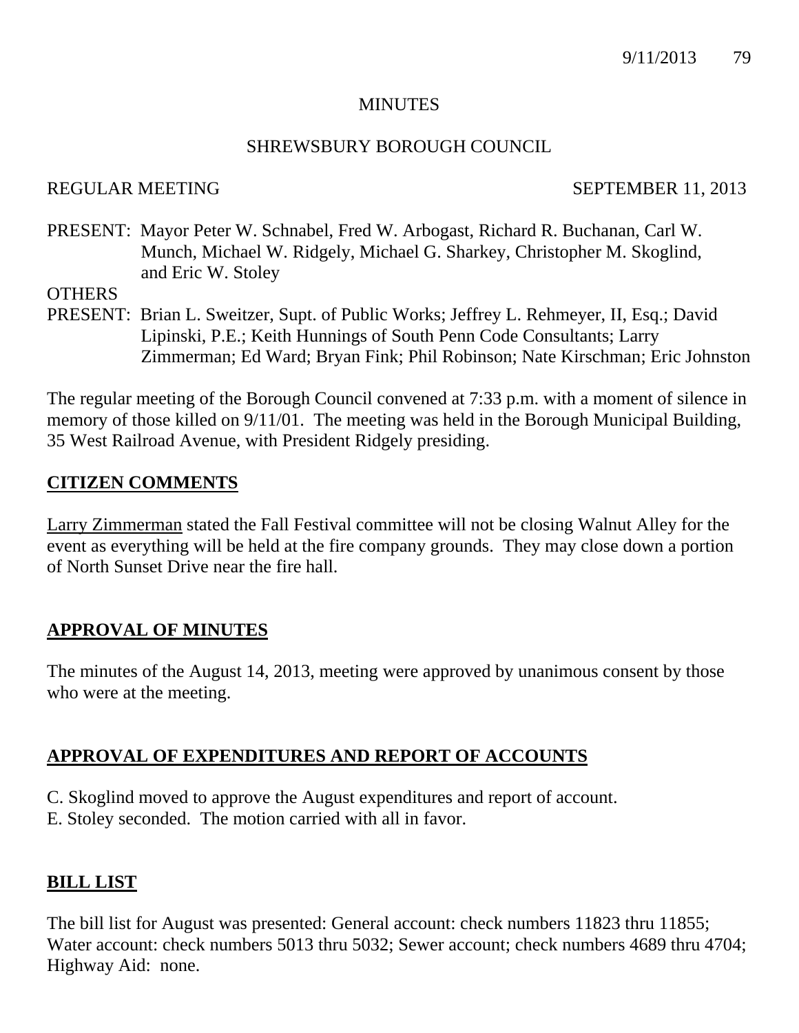MINUTES

SHREWSBURY BOROUGH COUNCIL

REGULAR MEETING SEPTEMBER 11, 2013

PRESENT: Mayor Peter W. Schnabel, Fred W. Arbogast, Richard R. Buchanan, Carl W. Munch, Michael W. Ridgely, Michael G. Sharkey, Christopher M. Skoglind, and Eric W. Stoley

OTHERS PRESENT: Brian L. Sweitzer, Supt. of Public Works; Jeffrey L. Rehmeyer, II, Esq.; David Lipinski, P.E.; Keith Hunnings of South Penn Code Consultants; Larry Zimmerman; Ed Ward; Bryan Fink; Phil Robinson; Nate Kirschman; Eric Johnston

The regular meeting of the Borough Council convened at 7:33 p.m. with a moment of silence in memory of those killed on 9/11/01. The meeting was held in the Borough Municipal Building, 35 West Railroad Avenue, with President Ridgely presiding.

## CITIZEN COMMENTS

Larry Zimmerman stated the Fall Festival committee will not be closing Walnut Alley for the event as everything will be held at the fire company grounds. They may close down a portion of North Sunset Drive near the fire hall.

## APPROVAL OF MINUTES

The minutes of the August 14, 2013, meeting were approved by unanimous consent by those who were at the meeting.

## APPROVAL OF EXPENDITURES AND REPORT OF ACCOUNTS

C. Skoglind moved to approve the August expenditures and report of account.
E. Stoley seconded. The motion carried with all in favor.

## BILL LIST

The bill list for August was presented: General account: check numbers 11823 thru 11855; Water account: check numbers 5013 thru 5032; Sewer account; check numbers 4689 thru 4704; Highway Aid: none.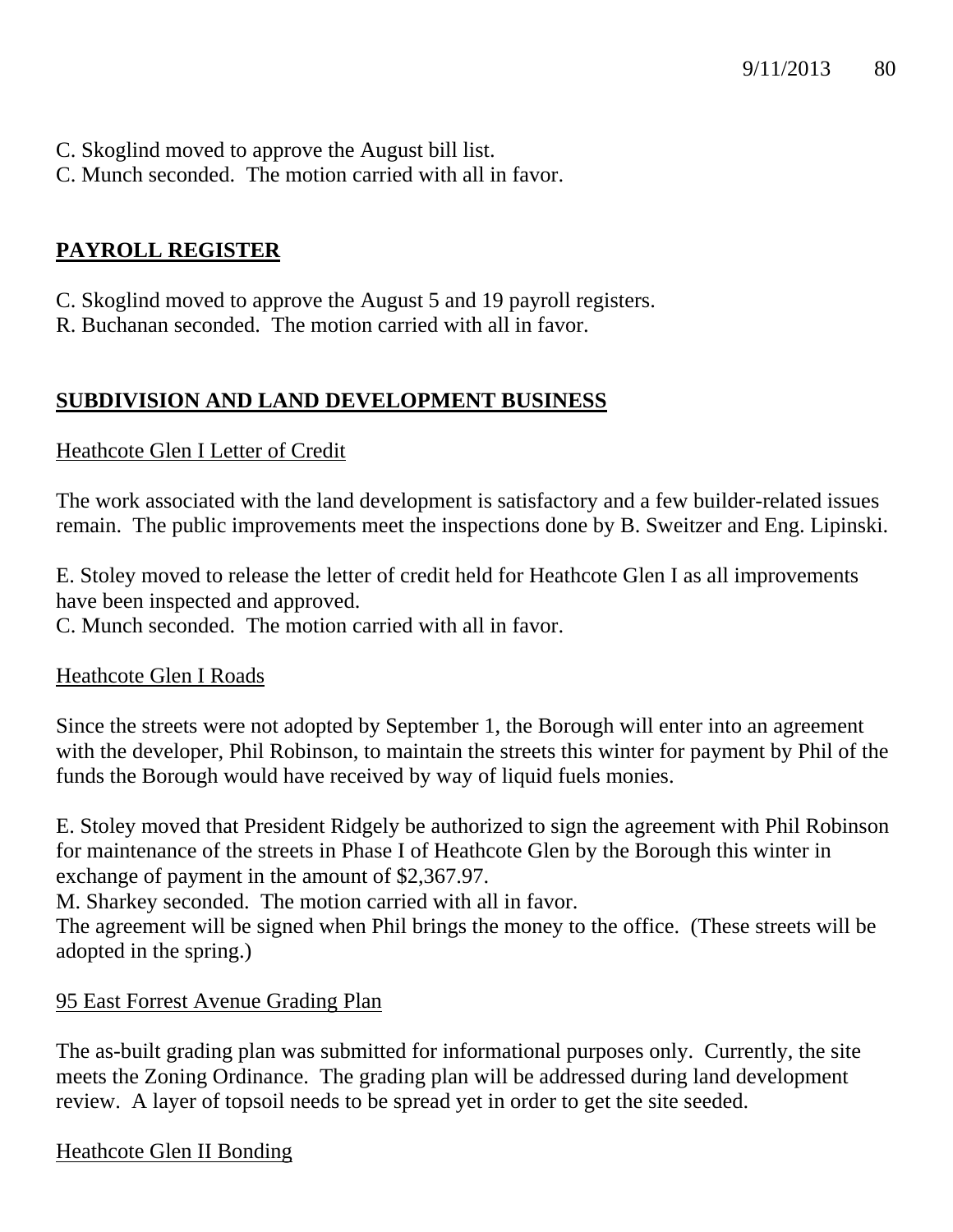C. Skoglind moved to approve the August bill list.
C. Munch seconded. The motion carried with all in favor.

## PAYROLL REGISTER

C. Skoglind moved to approve the August 5 and 19 payroll registers.
R. Buchanan seconded. The motion carried with all in favor.

## SUBDIVISION AND LAND DEVELOPMENT BUSINESS

### Heathcote Glen I Letter of Credit

The work associated with the land development is satisfactory and a few builder-related issues remain. The public improvements meet the inspections done by B. Sweitzer and Eng. Lipinski.

E. Stoley moved to release the letter of credit held for Heathcote Glen I as all improvements have been inspected and approved.
C. Munch seconded. The motion carried with all in favor.

### Heathcote Glen I Roads

Since the streets were not adopted by September 1, the Borough will enter into an agreement with the developer, Phil Robinson, to maintain the streets this winter for payment by Phil of the funds the Borough would have received by way of liquid fuels monies.

E. Stoley moved that President Ridgely be authorized to sign the agreement with Phil Robinson for maintenance of the streets in Phase I of Heathcote Glen by the Borough this winter in exchange of payment in the amount of $2,367.97.
M. Sharkey seconded. The motion carried with all in favor.
The agreement will be signed when Phil brings the money to the office. (These streets will be adopted in the spring.)

### 95 East Forrest Avenue Grading Plan

The as-built grading plan was submitted for informational purposes only. Currently, the site meets the Zoning Ordinance. The grading plan will be addressed during land development review. A layer of topsoil needs to be spread yet in order to get the site seeded.

### Heathcote Glen II Bonding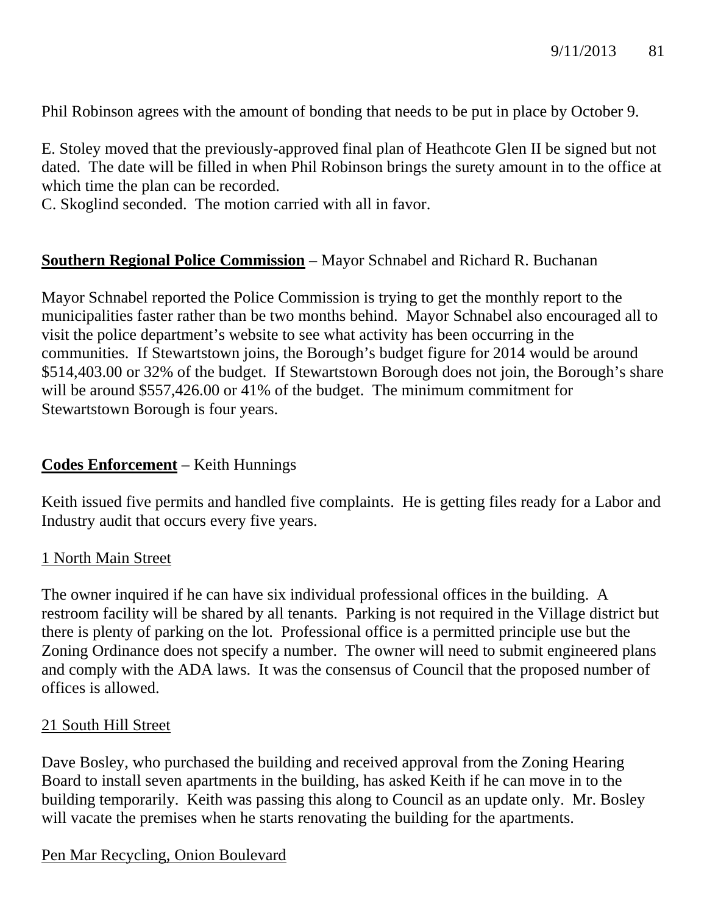Phil Robinson agrees with the amount of bonding that needs to be put in place by October 9.

E. Stoley moved that the previously-approved final plan of Heathcote Glen II be signed but not dated. The date will be filled in when Phil Robinson brings the surety amount in to the office at which time the plan can be recorded.
C. Skoglind seconded. The motion carried with all in favor.

**Southern Regional Police Commission** – Mayor Schnabel and Richard R. Buchanan

Mayor Schnabel reported the Police Commission is trying to get the monthly report to the municipalities faster rather than be two months behind. Mayor Schnabel also encouraged all to visit the police department's website to see what activity has been occurring in the communities. If Stewartstown joins, the Borough's budget figure for 2014 would be around $514,403.00 or 32% of the budget. If Stewartstown Borough does not join, the Borough's share will be around $557,426.00 or 41% of the budget. The minimum commitment for Stewartstown Borough is four years.

**Codes Enforcement** – Keith Hunnings

Keith issued five permits and handled five complaints. He is getting files ready for a Labor and Industry audit that occurs every five years.

1 North Main Street

The owner inquired if he can have six individual professional offices in the building. A restroom facility will be shared by all tenants. Parking is not required in the Village district but there is plenty of parking on the lot. Professional office is a permitted principle use but the Zoning Ordinance does not specify a number. The owner will need to submit engineered plans and comply with the ADA laws. It was the consensus of Council that the proposed number of offices is allowed.

21 South Hill Street

Dave Bosley, who purchased the building and received approval from the Zoning Hearing Board to install seven apartments in the building, has asked Keith if he can move in to the building temporarily. Keith was passing this along to Council as an update only. Mr. Bosley will vacate the premises when he starts renovating the building for the apartments.

Pen Mar Recycling, Onion Boulevard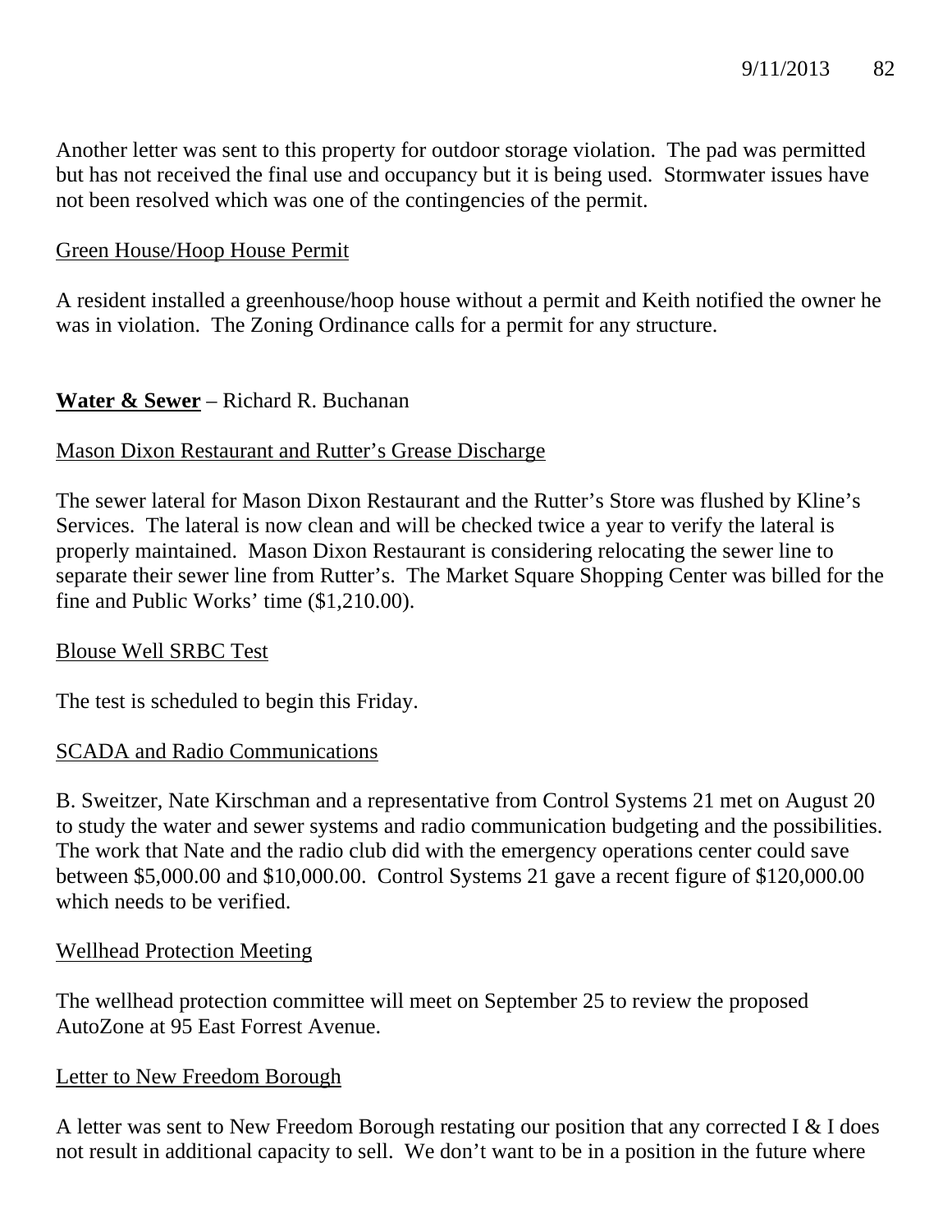Another letter was sent to this property for outdoor storage violation. The pad was permitted but has not received the final use and occupancy but it is being used. Stormwater issues have not been resolved which was one of the contingencies of the permit.

Green House/Hoop House Permit

A resident installed a greenhouse/hoop house without a permit and Keith notified the owner he was in violation. The Zoning Ordinance calls for a permit for any structure.

**Water & Sewer** – Richard R. Buchanan

Mason Dixon Restaurant and Rutter's Grease Discharge

The sewer lateral for Mason Dixon Restaurant and the Rutter's Store was flushed by Kline's Services. The lateral is now clean and will be checked twice a year to verify the lateral is properly maintained. Mason Dixon Restaurant is considering relocating the sewer line to separate their sewer line from Rutter's. The Market Square Shopping Center was billed for the fine and Public Works' time ($1,210.00).

Blouse Well SRBC Test

The test is scheduled to begin this Friday.

SCADA and Radio Communications

B. Sweitzer, Nate Kirschman and a representative from Control Systems 21 met on August 20 to study the water and sewer systems and radio communication budgeting and the possibilities. The work that Nate and the radio club did with the emergency operations center could save between $5,000.00 and $10,000.00. Control Systems 21 gave a recent figure of $120,000.00 which needs to be verified.

Wellhead Protection Meeting

The wellhead protection committee will meet on September 25 to review the proposed AutoZone at 95 East Forrest Avenue.

Letter to New Freedom Borough

A letter was sent to New Freedom Borough restating our position that any corrected I & I does not result in additional capacity to sell. We don't want to be in a position in the future where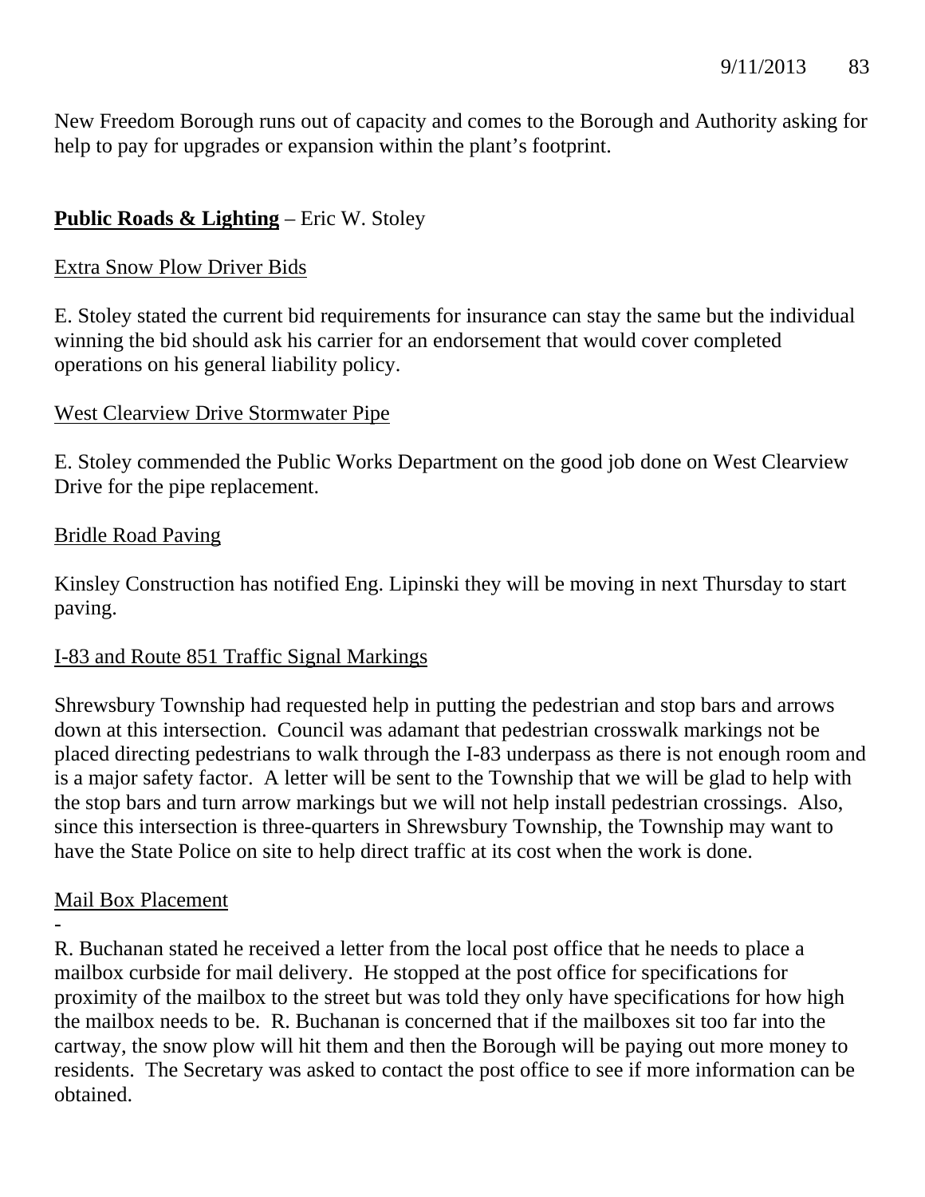New Freedom Borough runs out of capacity and comes to the Borough and Authority asking for help to pay for upgrades or expansion within the plant's footprint.

**<u>Public Roads & Lighting</u>** – Eric W. Stoley

<u>Extra Snow Plow Driver Bids</u>

E. Stoley stated the current bid requirements for insurance can stay the same but the individual winning the bid should ask his carrier for an endorsement that would cover completed operations on his general liability policy.

<u>West Clearview Drive Stormwater Pipe</u>

E. Stoley commended the Public Works Department on the good job done on West Clearview Drive for the pipe replacement.

<u>Bridle Road Paving</u>

Kinsley Construction has notified Eng. Lipinski they will be moving in next Thursday to start paving.

<u>I-83 and Route 851 Traffic Signal Markings</u>

Shrewsbury Township had requested help in putting the pedestrian and stop bars and arrows down at this intersection. Council was adamant that pedestrian crosswalk markings not be placed directing pedestrians to walk through the I-83 underpass as there is not enough room and is a major safety factor. A letter will be sent to the Township that we will be glad to help with the stop bars and turn arrow markings but we will not help install pedestrian crossings. Also, since this intersection is three-quarters in Shrewsbury Township, the Township may want to have the State Police on site to help direct traffic at its cost when the work is done.

<u>Mail Box Placement</u>

-

R. Buchanan stated he received a letter from the local post office that he needs to place a mailbox curbside for mail delivery. He stopped at the post office for specifications for proximity of the mailbox to the street but was told they only have specifications for how high the mailbox needs to be. R. Buchanan is concerned that if the mailboxes sit too far into the cartway, the snow plow will hit them and then the Borough will be paying out more money to residents. The Secretary was asked to contact the post office to see if more information can be obtained.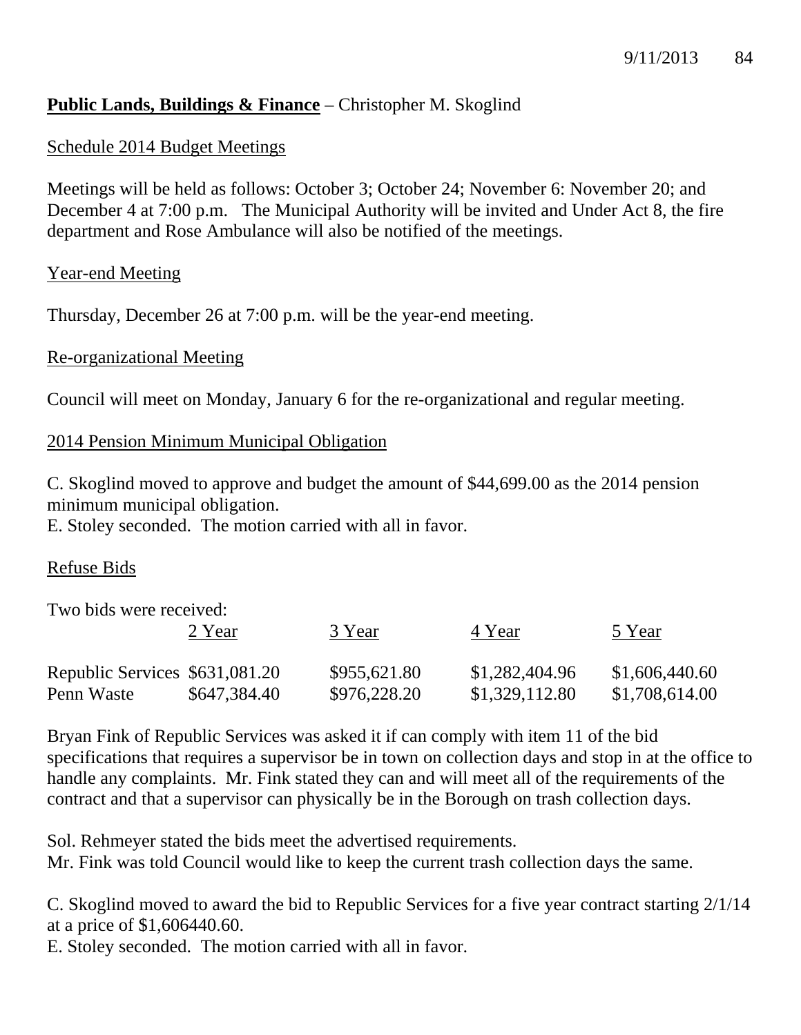**Public Lands, Buildings & Finance** – Christopher M. Skoglind

Schedule 2014 Budget Meetings

Meetings will be held as follows: October 3; October 24; November 6: November 20; and December 4 at 7:00 p.m. The Municipal Authority will be invited and Under Act 8, the fire department and Rose Ambulance will also be notified of the meetings.

Year-end Meeting

Thursday, December 26 at 7:00 p.m. will be the year-end meeting.

Re-organizational Meeting

Council will meet on Monday, January 6 for the re-organizational and regular meeting.

2014 Pension Minimum Municipal Obligation

C. Skoglind moved to approve and budget the amount of $44,699.00 as the 2014 pension minimum municipal obligation.
E. Stoley seconded. The motion carried with all in favor.

Refuse Bids

Two bids were received:

| | 2 Year | 3 Year | 4 Year | 5 Year |
|---|---|---|---|---|
| Republic Services | $631,081.20 | $955,621.80 | $1,282,404.96 | $1,606,440.60 |
| Penn Waste | $647,384.40 | $976,228.20 | $1,329,112.80 | $1,708,614.00 |

Bryan Fink of Republic Services was asked it if can comply with item 11 of the bid specifications that requires a supervisor be in town on collection days and stop in at the office to handle any complaints. Mr. Fink stated they can and will meet all of the requirements of the contract and that a supervisor can physically be in the Borough on trash collection days.

Sol. Rehmeyer stated the bids meet the advertised requirements.
Mr. Fink was told Council would like to keep the current trash collection days the same.

C. Skoglind moved to award the bid to Republic Services for a five year contract starting 2/1/14 at a price of $1,606440.60.
E. Stoley seconded. The motion carried with all in favor.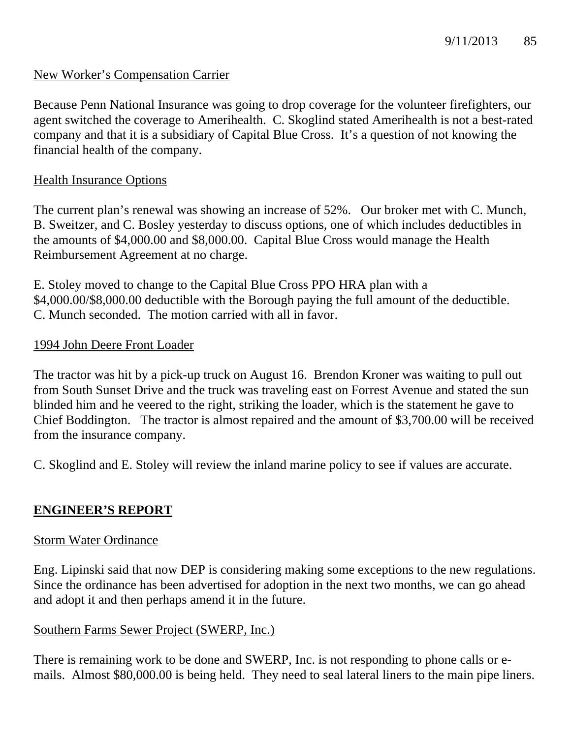New Worker's Compensation Carrier

Because Penn National Insurance was going to drop coverage for the volunteer firefighters, our agent switched the coverage to Amerihealth. C. Skoglind stated Amerihealth is not a best-rated company and that it is a subsidiary of Capital Blue Cross. It's a question of not knowing the financial health of the company.

Health Insurance Options

The current plan's renewal was showing an increase of 52%. Our broker met with C. Munch, B. Sweitzer, and C. Bosley yesterday to discuss options, one of which includes deductibles in the amounts of $4,000.00 and $8,000.00. Capital Blue Cross would manage the Health Reimbursement Agreement at no charge.

E. Stoley moved to change to the Capital Blue Cross PPO HRA plan with a $4,000.00/$8,000.00 deductible with the Borough paying the full amount of the deductible. C. Munch seconded. The motion carried with all in favor.

1994 John Deere Front Loader

The tractor was hit by a pick-up truck on August 16. Brendon Kroner was waiting to pull out from South Sunset Drive and the truck was traveling east on Forrest Avenue and stated the sun blinded him and he veered to the right, striking the loader, which is the statement he gave to Chief Boddington. The tractor is almost repaired and the amount of $3,700.00 will be received from the insurance company.

C. Skoglind and E. Stoley will review the inland marine policy to see if values are accurate.

## ENGINEER'S REPORT

Storm Water Ordinance

Eng. Lipinski said that now DEP is considering making some exceptions to the new regulations. Since the ordinance has been advertised for adoption in the next two months, we can go ahead and adopt it and then perhaps amend it in the future.

Southern Farms Sewer Project (SWERP, Inc.)

There is remaining work to be done and SWERP, Inc. is not responding to phone calls or e-mails. Almost $80,000.00 is being held. They need to seal lateral liners to the main pipe liners.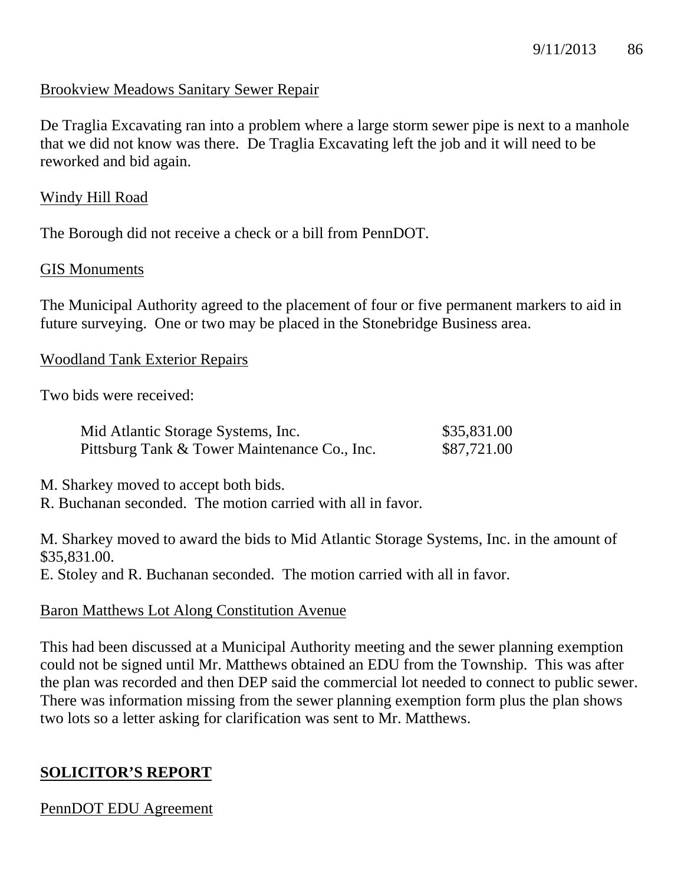Brookview Meadows Sanitary Sewer Repair

De Traglia Excavating ran into a problem where a large storm sewer pipe is next to a manhole that we did not know was there. De Traglia Excavating left the job and it will need to be reworked and bid again.

Windy Hill Road

The Borough did not receive a check or a bill from PennDOT.

GIS Monuments

The Municipal Authority agreed to the placement of four or five permanent markers to aid in future surveying. One or two may be placed in the Stonebridge Business area.

Woodland Tank Exterior Repairs

Two bids were received:

| | |
|---|---|
| Mid Atlantic Storage Systems, Inc. | $35,831.00 |
| Pittsburg Tank & Tower Maintenance Co., Inc. | $87,721.00 |

M. Sharkey moved to accept both bids.
R. Buchanan seconded. The motion carried with all in favor.

M. Sharkey moved to award the bids to Mid Atlantic Storage Systems, Inc. in the amount of $35,831.00.
E. Stoley and R. Buchanan seconded. The motion carried with all in favor.

Baron Matthews Lot Along Constitution Avenue

This had been discussed at a Municipal Authority meeting and the sewer planning exemption could not be signed until Mr. Matthews obtained an EDU from the Township. This was after the plan was recorded and then DEP said the commercial lot needed to connect to public sewer. There was information missing from the sewer planning exemption form plus the plan shows two lots so a letter asking for clarification was sent to Mr. Matthews.

## SOLICITOR'S REPORT

PennDOT EDU Agreement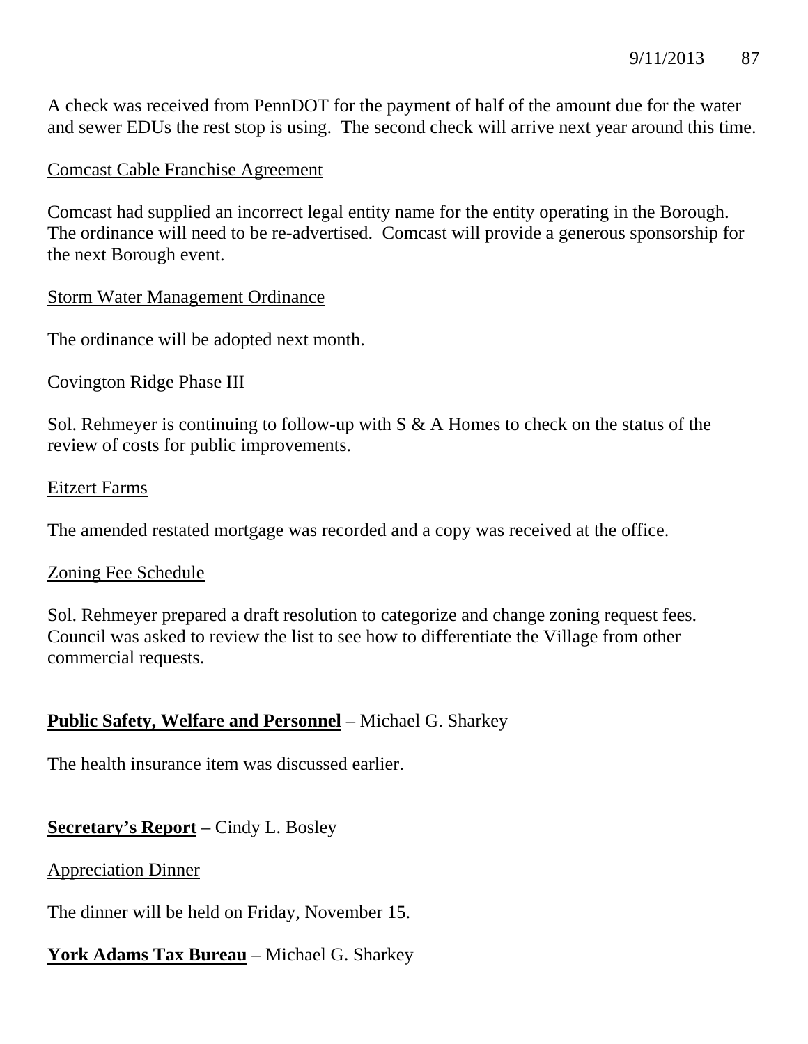A check was received from PennDOT for the payment of half of the amount due for the water and sewer EDUs the rest stop is using. The second check will arrive next year around this time.

Comcast Cable Franchise Agreement

Comcast had supplied an incorrect legal entity name for the entity operating in the Borough. The ordinance will need to be re-advertised. Comcast will provide a generous sponsorship for the next Borough event.

Storm Water Management Ordinance

The ordinance will be adopted next month.

Covington Ridge Phase III

Sol. Rehmeyer is continuing to follow-up with S & A Homes to check on the status of the review of costs for public improvements.

Eitzert Farms

The amended restated mortgage was recorded and a copy was received at the office.

Zoning Fee Schedule

Sol. Rehmeyer prepared a draft resolution to categorize and change zoning request fees. Council was asked to review the list to see how to differentiate the Village from other commercial requests.

**Public Safety, Welfare and Personnel** – Michael G. Sharkey

The health insurance item was discussed earlier.

**Secretary's Report** – Cindy L. Bosley

Appreciation Dinner

The dinner will be held on Friday, November 15.

**York Adams Tax Bureau** – Michael G. Sharkey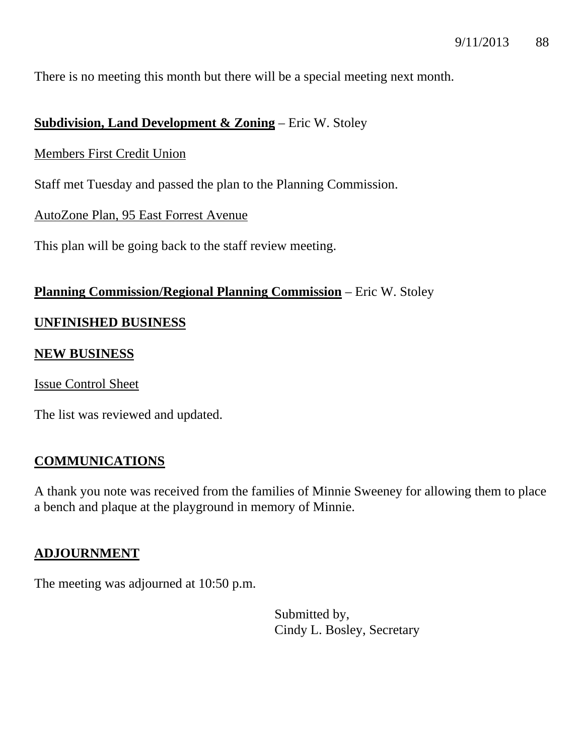There is no meeting this month but there will be a special meeting next month.

**Subdivision, Land Development & Zoning** – Eric W. Stoley

Members First Credit Union

Staff met Tuesday and passed the plan to the Planning Commission.

AutoZone Plan, 95 East Forrest Avenue

This plan will be going back to the staff review meeting.

**Planning Commission/Regional Planning Commission** – Eric W. Stoley

## UNFINISHED BUSINESS

## NEW BUSINESS

Issue Control Sheet

The list was reviewed and updated.

## COMMUNICATIONS

A thank you note was received from the families of Minnie Sweeney for allowing them to place a bench and plaque at the playground in memory of Minnie.

## ADJOURNMENT

The meeting was adjourned at 10:50 p.m.

Submitted by,
Cindy L. Bosley, Secretary